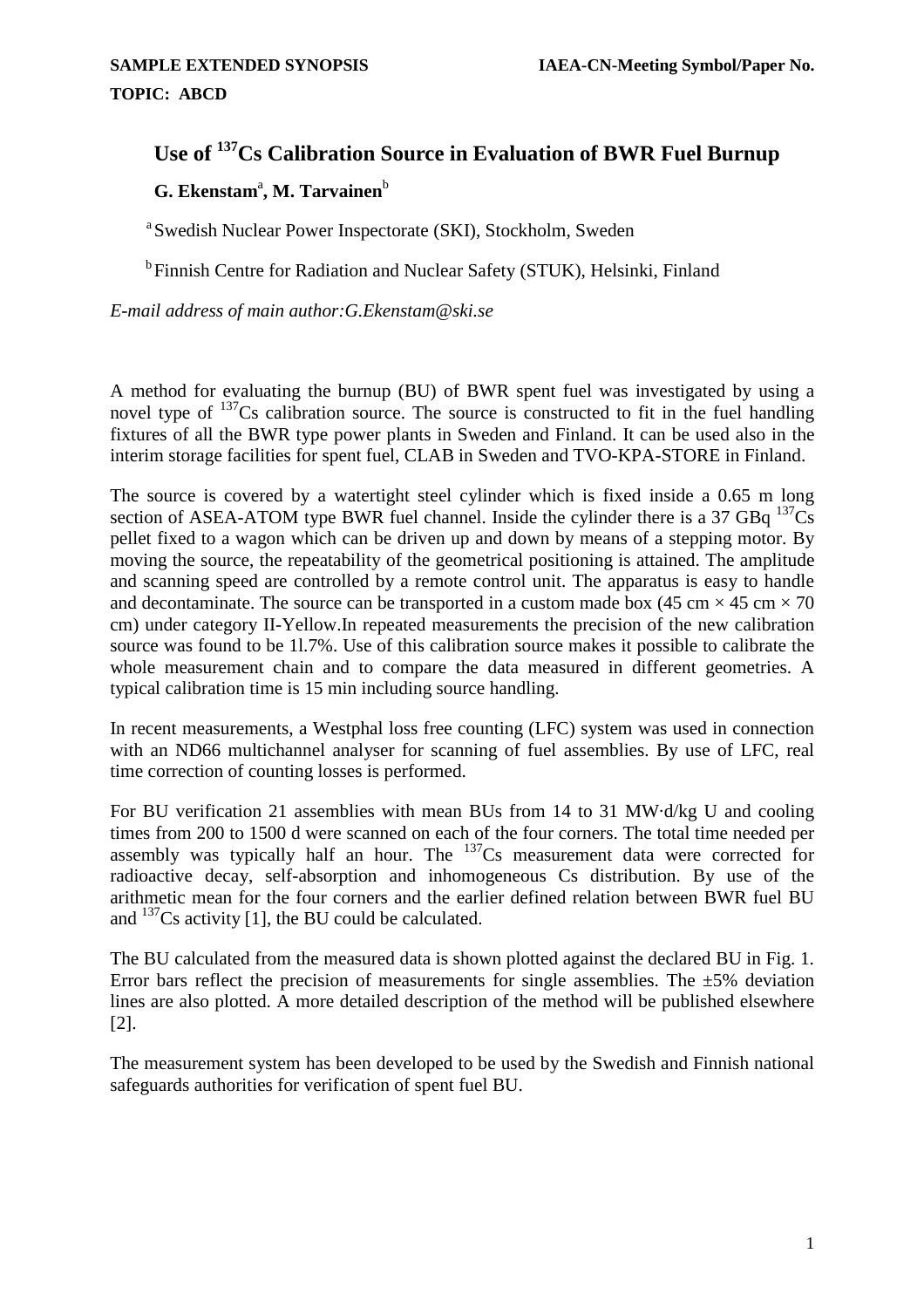**SAMPLE EXTENDED SYNOPSIS** **IAEA-CN-Meeting Symbol/Paper No.**

**TOPIC: ABCD**

# Use of $^{137}$Cs Calibration Source in Evaluation of BWR Fuel Burnup

**G. Ekenstam**[a], **M. Tarvainen**[b]

[a] Swedish Nuclear Power Inspectorate (SKI), Stockholm, Sweden

[b] Finnish Centre for Radiation and Nuclear Safety (STUK), Helsinki, Finland

*E-mail address of main author:G.Ekenstam@ski.se*

A method for evaluating the burnup (BU) of BWR spent fuel was investigated by using a novel type of $^{137}$Cs calibration source. The source is constructed to fit in the fuel handling fixtures of all the BWR type power plants in Sweden and Finland. It can be used also in the interim storage facilities for spent fuel, CLAB in Sweden and TVO-KPA-STORE in Finland.

The source is covered by a watertight steel cylinder which is fixed inside a 0.65 m long section of ASEA-ATOM type BWR fuel channel. Inside the cylinder there is a 37 GBq $^{137}$Cs pellet fixed to a wagon which can be driven up and down by means of a stepping motor. By moving the source, the repeatability of the geometrical positioning is attained. The amplitude and scanning speed are controlled by a remote control unit. The apparatus is easy to handle and decontaminate. The source can be transported in a custom made box (45 cm × 45 cm × 70 cm) under category II-Yellow.In repeated measurements the precision of the new calibration source was found to be 1l.7%. Use of this calibration source makes it possible to calibrate the whole measurement chain and to compare the data measured in different geometries. A typical calibration time is 15 min including source handling.

In recent measurements, a Westphal loss free counting (LFC) system was used in connection with an ND66 multichannel analyser for scanning of fuel assemblies. By use of LFC, real time correction of counting losses is performed.

For BU verification 21 assemblies with mean BUs from 14 to 31 MW·d/kg U and cooling times from 200 to 1500 d were scanned on each of the four corners. The total time needed per assembly was typically half an hour. The $^{137}$Cs measurement data were corrected for radioactive decay, self-absorption and inhomogeneous Cs distribution. By use of the arithmetic mean for the four corners and the earlier defined relation between BWR fuel BU and $^{137}$Cs activity [1], the BU could be calculated.

The BU calculated from the measured data is shown plotted against the declared BU in Fig. 1. Error bars reflect the precision of measurements for single assemblies. The ±5% deviation lines are also plotted. A more detailed description of the method will be published elsewhere [2].

The measurement system has been developed to be used by the Swedish and Finnish national safeguards authorities for verification of spent fuel BU.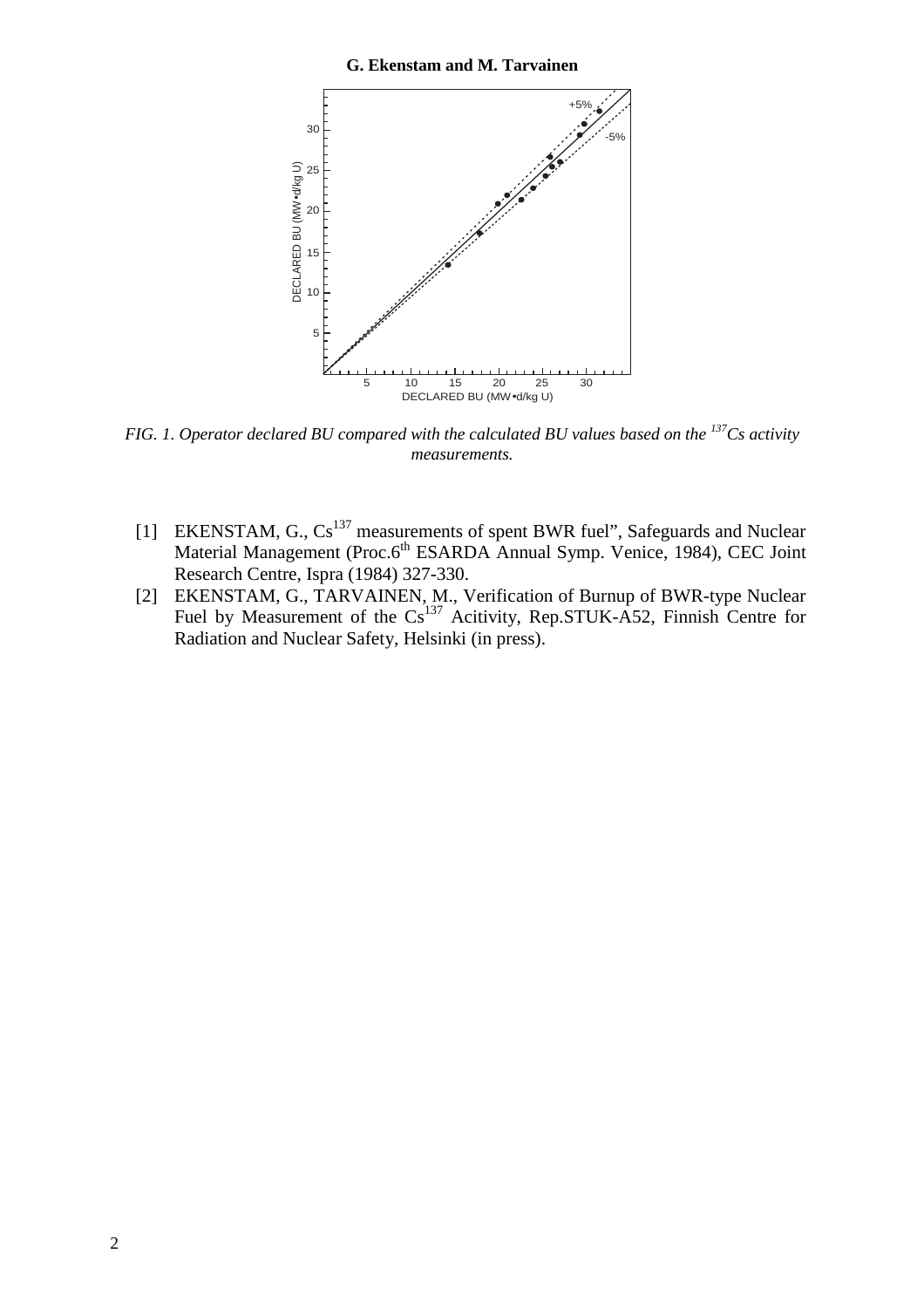DECLARED BU (MW•d/kg U)

30

25

20

15

10

5

5 10 15 20 25 30

DECLARED BU (MW•d/kg U)

+5%

-5%

*FIG. 1. Operator declared BU compared with the calculated BU values based on the $^{137}Cs$ activity measurements.*

[1] EKENSTAM, G., $Cs^{137}$ measurements of spent BWR fuel", Safeguards and Nuclear Material Management (Proc.6th ESARDA Annual Symp. Venice, 1984), CEC Joint Research Centre, Ispra (1984) 327-330.

[2] EKENSTAM, G., TARVAINEN, M., Verification of Burnup of BWR-type Nuclear Fuel by Measurement of the $Cs^{137}$ Acitivity, Rep.STUK-A52, Finnish Centre for Radiation and Nuclear Safety, Helsinki (in press).